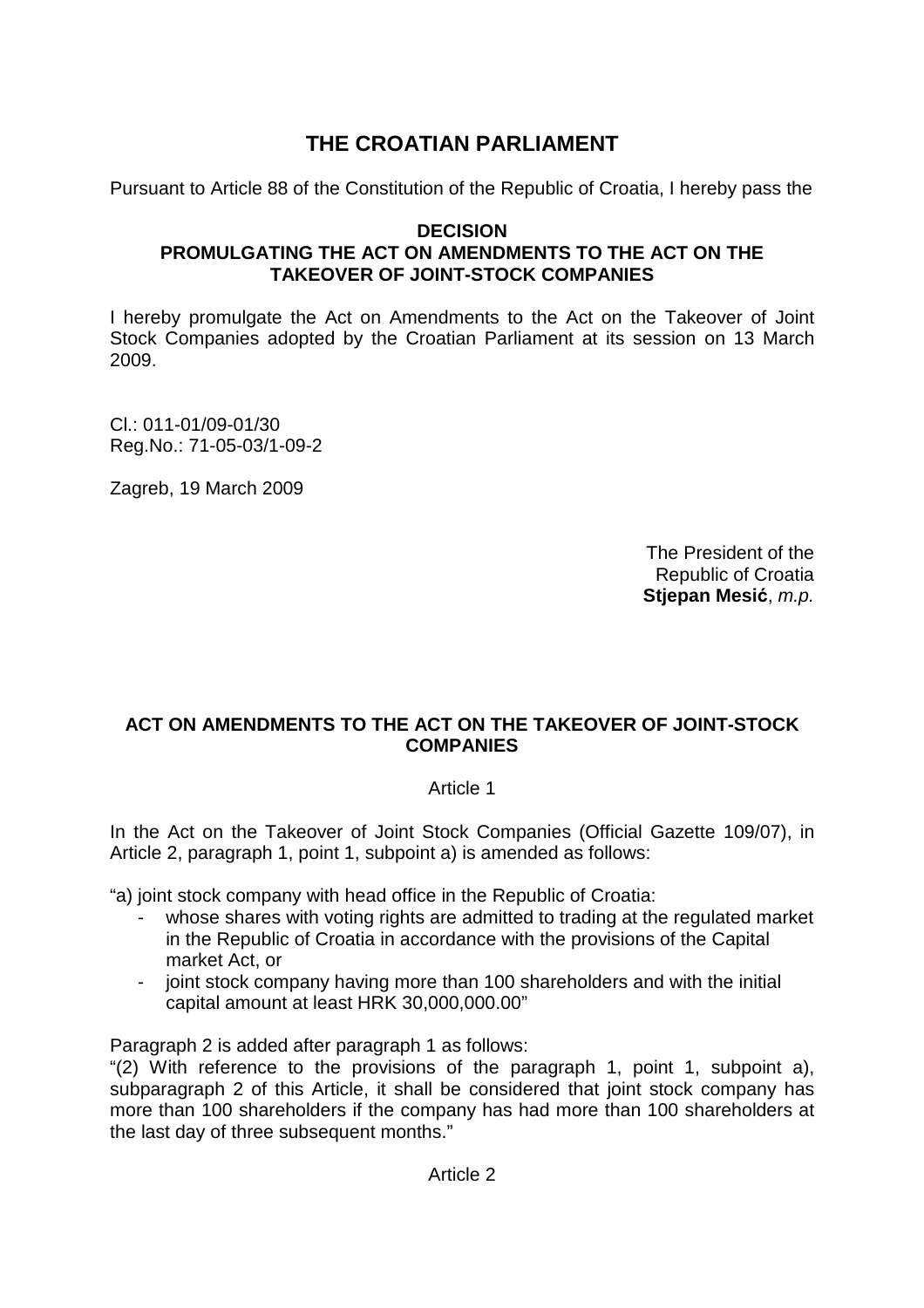# THE CROATIAN PARLIAMENT

Pursuant to Article 88 of the Constitution of the Republic of Croatia, I hereby pass the

**DECISION**
**PROMULGATING THE ACT ON AMENDMENTS TO THE ACT ON THE TAKEOVER OF JOINT-STOCK COMPANIES**

I hereby promulgate the Act on Amendments to the Act on the Takeover of Joint Stock Companies adopted by the Croatian Parliament at its session on 13 March 2009.

Cl.: 011-01/09-01/30
Reg.No.: 71-05-03/1-09-2

Zagreb, 19 March 2009

The President of the
Republic of Croatia
**Stjepan Mesić**, *m.p.*

## ACT ON AMENDMENTS TO THE ACT ON THE TAKEOVER OF JOINT-STOCK COMPANIES

Article 1

In the Act on the Takeover of Joint Stock Companies (Official Gazette 109/07), in Article 2, paragraph 1, point 1, subpoint a) is amended as follows:

"a) joint stock company with head office in the Republic of Croatia:

- whose shares with voting rights are admitted to trading at the regulated market in the Republic of Croatia in accordance with the provisions of the Capital market Act, or
- joint stock company having more than 100 shareholders and with the initial capital amount at least HRK 30,000,000.00"

Paragraph 2 is added after paragraph 1 as follows:

"(2) With reference to the provisions of the paragraph 1, point 1, subpoint a), subparagraph 2 of this Article, it shall be considered that joint stock company has more than 100 shareholders if the company has had more than 100 shareholders at the last day of three subsequent months."

Article 2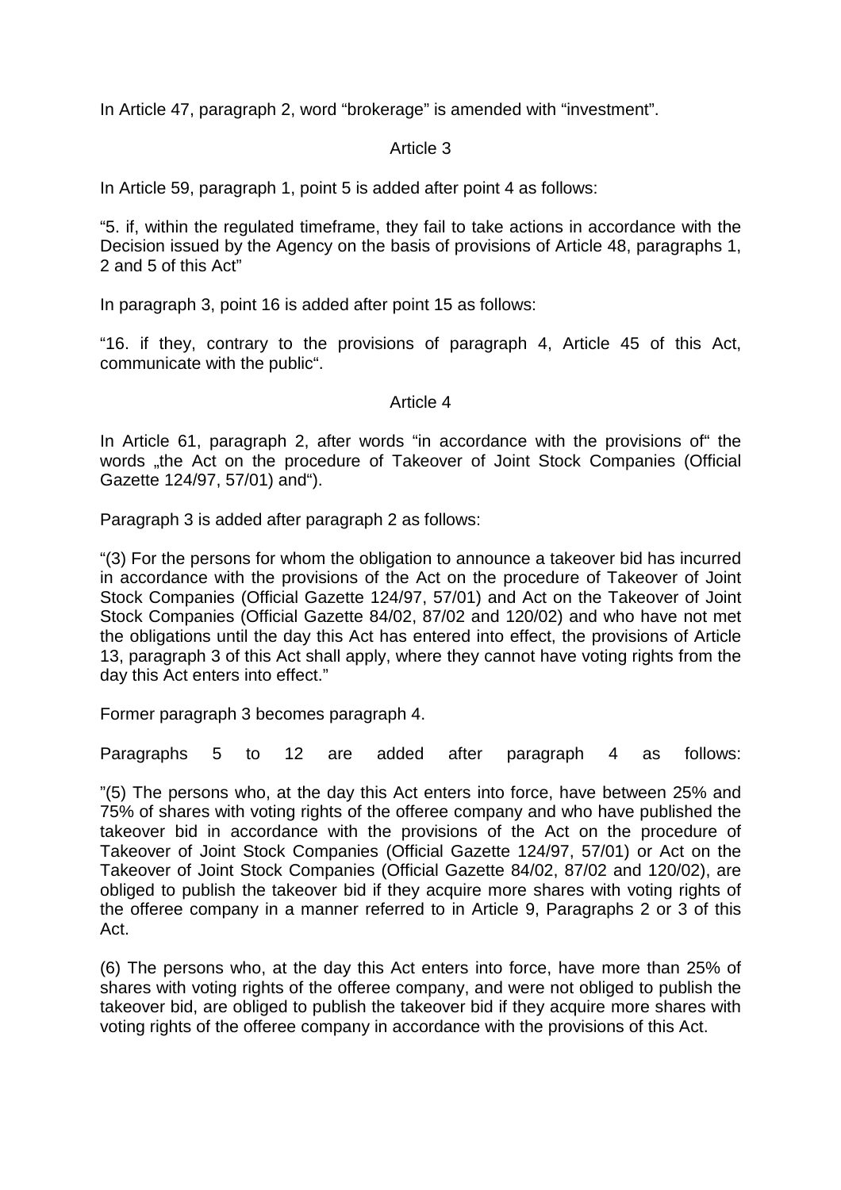In Article 47, paragraph 2, word "brokerage" is amended with "investment".

Article 3

In Article 59, paragraph 1, point 5 is added after point 4 as follows:

"5. if, within the regulated timeframe, they fail to take actions in accordance with the Decision issued by the Agency on the basis of provisions of Article 48, paragraphs 1, 2 and 5 of this Act"

In paragraph 3, point 16 is added after point 15 as follows:

"16. if they, contrary to the provisions of paragraph 4, Article 45 of this Act, communicate with the public".

Article 4

In Article 61, paragraph 2, after words "in accordance with the provisions of" the words „the Act on the procedure of Takeover of Joint Stock Companies (Official Gazette 124/97, 57/01) and").

Paragraph 3 is added after paragraph 2 as follows:

"(3) For the persons for whom the obligation to announce a takeover bid has incurred in accordance with the provisions of the Act on the procedure of Takeover of Joint Stock Companies (Official Gazette 124/97, 57/01) and Act on the Takeover of Joint Stock Companies (Official Gazette 84/02, 87/02 and 120/02) and who have not met the obligations until the day this Act has entered into effect, the provisions of Article 13, paragraph 3 of this Act shall apply, where they cannot have voting rights from the day this Act enters into effect."

Former paragraph 3 becomes paragraph 4.

Paragraphs 5 to 12 are added after paragraph 4 as follows:

"(5) The persons who, at the day this Act enters into force, have between 25% and 75% of shares with voting rights of the offeree company and who have published the takeover bid in accordance with the provisions of the Act on the procedure of Takeover of Joint Stock Companies (Official Gazette 124/97, 57/01) or Act on the Takeover of Joint Stock Companies (Official Gazette 84/02, 87/02 and 120/02), are obliged to publish the takeover bid if they acquire more shares with voting rights of the offeree company in a manner referred to in Article 9, Paragraphs 2 or 3 of this Act.

(6) The persons who, at the day this Act enters into force, have more than 25% of shares with voting rights of the offeree company, and were not obliged to publish the takeover bid, are obliged to publish the takeover bid if they acquire more shares with voting rights of the offeree company in accordance with the provisions of this Act.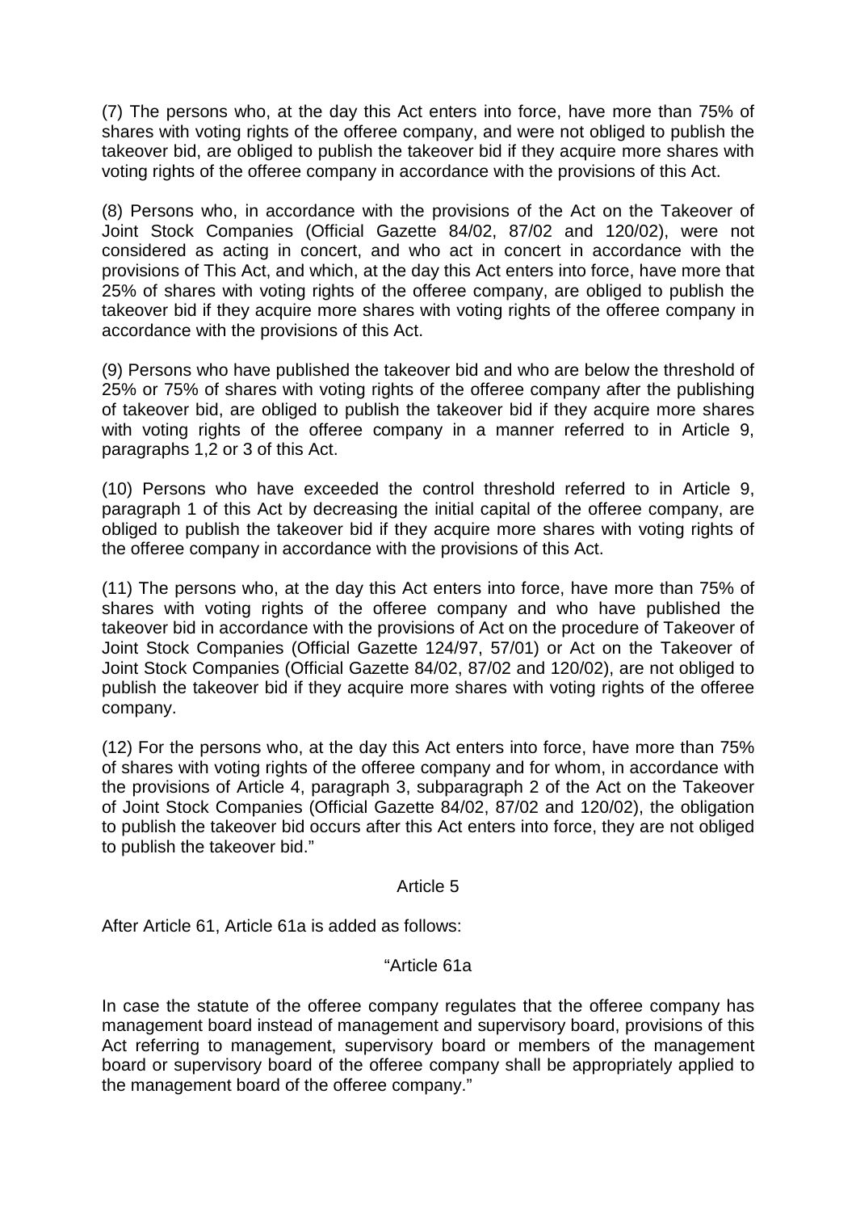(7) The persons who, at the day this Act enters into force, have more than 75% of shares with voting rights of the offeree company, and were not obliged to publish the takeover bid, are obliged to publish the takeover bid if they acquire more shares with voting rights of the offeree company in accordance with the provisions of this Act.

(8) Persons who, in accordance with the provisions of the Act on the Takeover of Joint Stock Companies (Official Gazette 84/02, 87/02 and 120/02), were not considered as acting in concert, and who act in concert in accordance with the provisions of This Act, and which, at the day this Act enters into force, have more that 25% of shares with voting rights of the offeree company, are obliged to publish the takeover bid if they acquire more shares with voting rights of the offeree company in accordance with the provisions of this Act.

(9) Persons who have published the takeover bid and who are below the threshold of 25% or 75% of shares with voting rights of the offeree company after the publishing of takeover bid, are obliged to publish the takeover bid if they acquire more shares with voting rights of the offeree company in a manner referred to in Article 9, paragraphs 1,2 or 3 of this Act.

(10) Persons who have exceeded the control threshold referred to in Article 9, paragraph 1 of this Act by decreasing the initial capital of the offeree company, are obliged to publish the takeover bid if they acquire more shares with voting rights of the offeree company in accordance with the provisions of this Act.

(11) The persons who, at the day this Act enters into force, have more than 75% of shares with voting rights of the offeree company and who have published the takeover bid in accordance with the provisions of Act on the procedure of Takeover of Joint Stock Companies (Official Gazette 124/97, 57/01) or Act on the Takeover of Joint Stock Companies (Official Gazette 84/02, 87/02 and 120/02), are not obliged to publish the takeover bid if they acquire more shares with voting rights of the offeree company.

(12) For the persons who, at the day this Act enters into force, have more than 75% of shares with voting rights of the offeree company and for whom, in accordance with the provisions of Article 4, paragraph 3, subparagraph 2 of the Act on the Takeover of Joint Stock Companies (Official Gazette 84/02, 87/02 and 120/02), the obligation to publish the takeover bid occurs after this Act enters into force, they are not obliged to publish the takeover bid."

Article 5

After Article 61, Article 61a is added as follows:

"Article 61a

In case the statute of the offeree company regulates that the offeree company has management board instead of management and supervisory board, provisions of this Act referring to management, supervisory board or members of the management board or supervisory board of the offeree company shall be appropriately applied to the management board of the offeree company."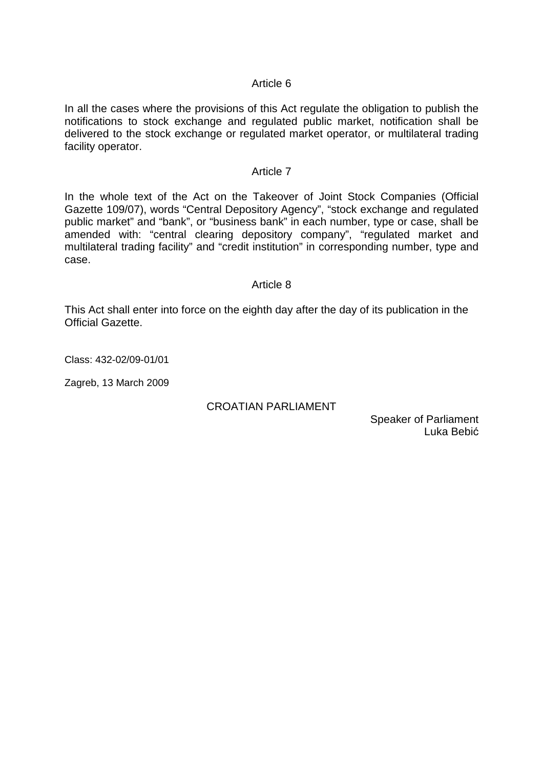## Article 6

In all the cases where the provisions of this Act regulate the obligation to publish the notifications to stock exchange and regulated public market, notification shall be delivered to the stock exchange or regulated market operator, or multilateral trading facility operator.

## Article 7

In the whole text of the Act on the Takeover of Joint Stock Companies (Official Gazette 109/07), words “Central Depository Agency”, “stock exchange and regulated public market” and “bank”, or “business bank” in each number, type or case, shall be amended with: “central clearing depository company”, “regulated market and multilateral trading facility” and “credit institution” in corresponding number, type and case.

## Article 8

This Act shall enter into force on the eighth day after the day of its publication in the Official Gazette.

Class: 432-02/09-01/01

Zagreb, 13 March 2009

CROATIAN PARLIAMENT

Speaker of Parliament
Luka Bebić